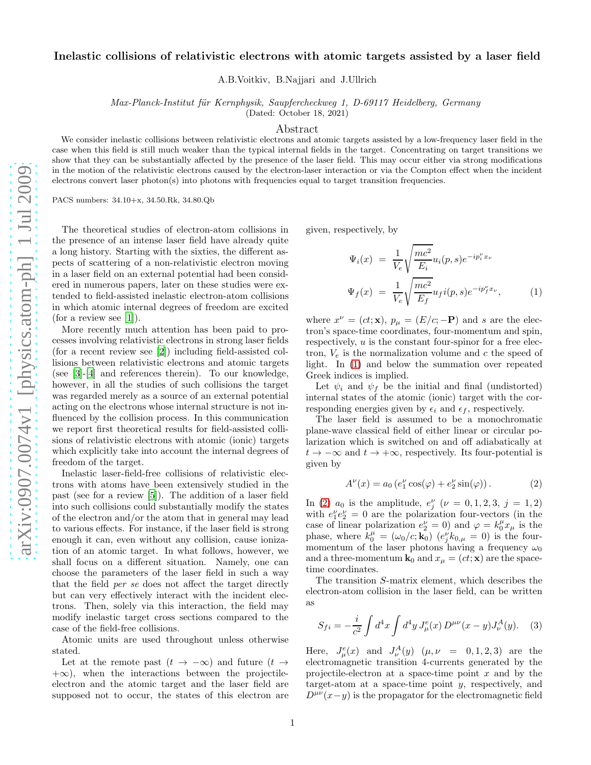# Inelastic collisions of relativistic electrons with atomic targets assisted by a laser field

A.B.Voitkiv, B.Najjari and J.Ullrich

*Max-Planck-Institut für Kernphysik, Saupfercheckweg 1, D-69117 Heidelberg, Germany*

(Dated: October 18, 2021)

## Abstract

We consider inelastic collisions between relativistic electrons and atomic targets assisted by a low-frequency laser field in the case when this field is still much weaker than the typical internal fields in the target. Concentrating on target transitions we show that they can be substantially affected by the presence of the laser field. This may occur either via strong modifications in the motion of the relativistic electrons caused by the electron-laser interaction or via the Compton effect when the incident electrons convert laser photon(s) into photons with frequencies equal to target transition frequencies.

PACS numbers: 34.10+x, 34.50.Rk, 34.80.Qb

The theoretical studies of electron-atom collisions in the presence of an intense laser field have already quite a long history. Starting with the sixties, the different aspects of scattering of a non-relativistic electron moving in a laser field on an external potential had been considered in numerous papers, later on these studies were extended to field-assisted inelastic electron-atom collisions in which atomic internal degrees of freedom are excited (for a review see [1]).

More recently much attention has been paid to processes involving relativistic electrons in strong laser fields (for a recent review see [2]) including field-assisted collisions between relativistic electrons and atomic targets (see [3]-[4] and references therein). To our knowledge, however, in all the studies of such collisions the target was regarded merely as a source of an external potential acting on the electrons whose internal structure is not influenced by the collision process. In this communication we report first theoretical results for field-assisted collisions of relativistic electrons with atomic (ionic) targets which explicitly take into account the internal degrees of freedom of the target.

Inelastic laser-field-free collisions of relativistic electrons with atoms have been extensively studied in the past (see for a review [5]). The addition of a laser field into such collisions could substantially modify the states of the electron and/or the atom that in general may lead to various effects. For instance, if the laser field is strong enough it can, even without any collision, cause ionization of an atomic target. In what follows, however, we shall focus on a different situation. Namely, one can choose the parameters of the laser field in such a way that the field *per se* does not affect the target directly but can very effectively interact with the incident electrons. Then, solely via this interaction, the field may modify inelastic target cross sections compared to the case of the field-free collisions.

Atomic units are used throughout unless otherwise stated.

Let at the remote past ($t \to -\infty$) and future ($t \to +\infty$), when the interactions between the projectile-electron and the atomic target and the laser field are supposed not to occur, the states of this electron are given, respectively, by

$$
\begin{aligned}
\Psi_i(x) &= \frac{1}{V_e}\sqrt{\frac{mc^2}{E_i}}u_i(p,s)e^{-ip_i^{\nu}x_{\nu}} \\
\Psi_f(x) &= \frac{1}{V_e}\sqrt{\frac{mc^2}{E_f}}u_f i(p,s)e^{-ip_f^{\nu}x_{\nu}},
\end{aligned}
\tag{1}
$$

where $x^{\nu} = (ct; \mathbf{x})$, $p_{\mu} = (E/c; -\mathbf{P})$ and $s$ are the electron's space-time coordinates, four-momentum and spin, respectively, $u$ is the constant four-spinor for a free electron, $V_e$ is the normalization volume and $c$ the speed of light. In (1) and below the summation over repeated Greek indices is implied.

Let $\psi_i$ and $\psi_f$ be the initial and final (undistorted) internal states of the atomic (ionic) target with the corresponding energies given by $\epsilon_i$ and $\epsilon_f$, respectively.

The laser field is assumed to be a monochromatic plane-wave classical field of either linear or circular polarization which is switched on and off adiabatically at $t \to -\infty$ and $t \to +\infty$, respectively. Its four-potential is given by

$$
A^{\nu}(x) = a_0\left(e_1^{\nu}\cos(\varphi) + e_2^{\nu}\sin(\varphi)\right). \tag{2}
$$

In (2) $a_0$ is the amplitude, $e_j^{\nu}$ ($\nu = 0,1,2,3$, $j = 1,2$) with $e_1^{\nu}e_2^{\nu} = 0$ are the polarization four-vectors (in the case of linear polarization $e_2^{\nu} = 0$) and $\varphi = k_0^{\mu}x_{\mu}$ is the phase, where $k_0^{\mu} = (\omega_0/c; \mathbf{k}_0)$ ($e_j^{\nu}k_{0,\mu} = 0$) is the four-momentum of the laser photons having a frequency $\omega_0$ and a three-momentum $\mathbf{k}_0$ and $x_{\mu} = (ct; \mathbf{x})$ are the space-time coordinates.

The transition $S$-matrix element, which describes the electron-atom collision in the laser field, can be written as

$$
S_{fi} = -\frac{i}{c^2}\int d^4x \int d^4y\, J_{\mu}^{e}(x)\, D^{\mu\nu}(x-y) J_{\nu}^{A}(y). \tag{3}
$$

Here, $J_{\mu}^{e}(x)$ and $J_{\nu}^{A}(y)$ ($\mu,\nu = 0,1,2,3$) are the electromagnetic transition 4-currents generated by the projectile-electron at a space-time point $x$ and by the target-atom at a space-time point $y$, respectively, and $D^{\mu\nu}(x-y)$ is the propagator for the electromagnetic field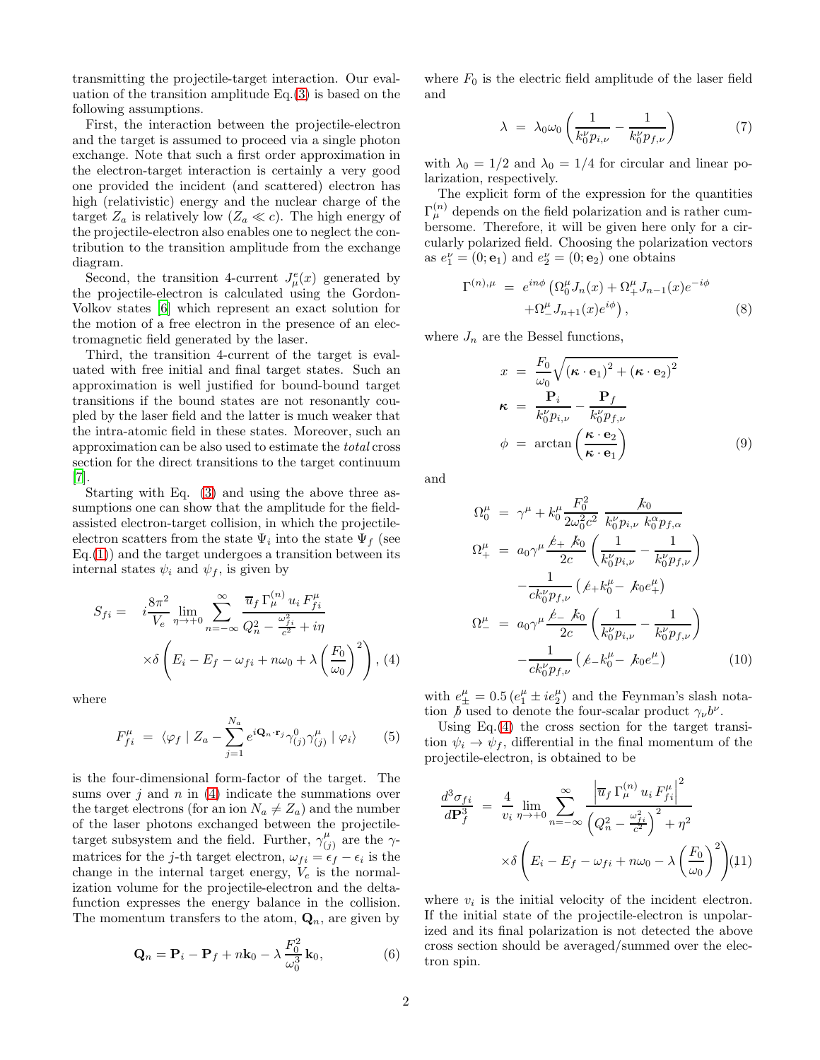transmitting the projectile-target interaction. Our evaluation of the transition amplitude Eq.(3) is based on the following assumptions.

First, the interaction between the projectile-electron and the target is assumed to proceed via a single photon exchange. Note that such a first order approximation in the electron-target interaction is certainly a very good one provided the incident (and scattered) electron has high (relativistic) energy and the nuclear charge of the target $Z_a$ is relatively low ($Z_a \ll c$). The high energy of the projectile-electron also enables one to neglect the contribution to the transition amplitude from the exchange diagram.

Second, the transition 4-current $J^e_\mu(x)$ generated by the projectile-electron is calculated using the Gordon-Volkov states [6] which represent an exact solution for the motion of a free electron in the presence of an electromagnetic field generated by the laser.

Third, the transition 4-current of the target is evaluated with free initial and final target states. Such an approximation is well justified for bound-bound target transitions if the bound states are not resonantly coupled by the laser field and the latter is much weaker that the intra-atomic field in these states. Moreover, such an approximation can be also used to estimate the *total* cross section for the direct transitions to the target continuum [7].

Starting with Eq. (3) and using the above three assumptions one can show that the amplitude for the field-assisted electron-target collision, in which the projectile-electron scatters from the state $\Psi_i$ into the state $\Psi_f$ (see Eq.(1)) and the target undergoes a transition between its internal states $\psi_i$ and $\psi_f$, is given by

$$S_{fi} = i\frac{8\pi^2}{V_e}\lim_{\eta\to+0}\sum_{n=-\infty}^{\infty}\frac{\overline{u}_f\,\Gamma^{(n)}_\mu\,u_i\,F^\mu_{fi}}{Q_n^2-\frac{\omega_{fi}^2}{c^2}+i\eta}\times\delta\left(E_i-E_f-\omega_{fi}+n\omega_0+\lambda\left(\frac{F_0}{\omega_0}\right)^2\right), \quad (4)$$

where

$$F^\mu_{fi} = \langle\varphi_f \mid Z_a - \sum_{j=1}^{N_a} e^{i\mathbf{Q}_n\cdot\mathbf{r}_j}\gamma^0_{(j)}\gamma^\mu_{(j)}\mid\varphi_i\rangle \quad (5)$$

is the four-dimensional form-factor of the target. The sums over $j$ and $n$ in (4) indicate the summations over the target electrons (for an ion $N_a \neq Z_a$) and the number of the laser photons exchanged between the projectile-target subsystem and the field. Further, $\gamma^\mu_{(j)}$ are the $\gamma$-matrices for the $j$-th target electron, $\omega_{fi} = \epsilon_f - \epsilon_i$ is the change in the internal target energy, $V_e$ is the normalization volume for the projectile-electron and the delta-function expresses the energy balance in the collision. The momentum transfers to the atom, $\mathbf{Q}_n$, are given by

$$\mathbf{Q}_n = \mathbf{P}_i - \mathbf{P}_f + n\mathbf{k}_0 - \lambda\frac{F_0^2}{\omega_0^3}\mathbf{k}_0, \quad (6)$$

where $F_0$ is the electric field amplitude of the laser field and

$$\lambda = \lambda_0\omega_0\left(\frac{1}{k_0^\nu p_{i,\nu}} - \frac{1}{k_0^\nu p_{f,\nu}}\right) \quad (7)$$

with $\lambda_0 = 1/2$ and $\lambda_0 = 1/4$ for circular and linear polarization, respectively.

The explicit form of the expression for the quantities $\Gamma^{(n)}_\mu$ depends on the field polarization and is rather cumbersome. Therefore, it will be given here only for a circularly polarized field. Choosing the polarization vectors as $e_1^\nu = (0;\mathbf{e}_1)$ and $e_2^\nu = (0;\mathbf{e}_2)$ one obtains

$$\Gamma^{(n),\mu} = e^{in\phi}\left(\Omega^\mu_0 J_n(x) + \Omega^\mu_+ J_{n-1}(x)e^{-i\phi} + \Omega^\mu_- J_{n+1}(x)e^{i\phi}\right), \quad (8)$$

where $J_n$ are the Bessel functions,

$$\begin{aligned} x &= \frac{F_0}{\omega_0}\sqrt{\left(\boldsymbol{\kappa}\cdot\mathbf{e}_1\right)^2 + \left(\boldsymbol{\kappa}\cdot\mathbf{e}_2\right)^2} \\ \boldsymbol{\kappa} &= \frac{\mathbf{P}_i}{k_0^\nu p_{i,\nu}} - \frac{\mathbf{P}_f}{k_0^\nu p_{f,\nu}} \\ \phi &= \arctan\left(\frac{\boldsymbol{\kappa}\cdot\mathbf{e}_2}{\boldsymbol{\kappa}\cdot\mathbf{e}_1}\right) \end{aligned} \quad (9)$$

and

$$\begin{aligned} \Omega^\mu_0 &= \gamma^\mu + k_0^\mu\frac{F_0^2}{2\omega_0^2c^2}\,\frac{\not{k}_0}{k_0^\nu p_{i,\nu}\;k_0^\alpha p_{f,\alpha}} \\ \Omega^\mu_+ &= a_0\gamma^\mu\frac{\not{e}_+\,\not{k}_0}{2c}\left(\frac{1}{k_0^\nu p_{i,\nu}} - \frac{1}{k_0^\nu p_{f,\nu}}\right) \\ &\quad - \frac{1}{ck_0^\nu p_{f,\nu}}\left(\not{e}_+ k_0^\mu - \not{k}_0 e_+^\mu\right) \\ \Omega^\mu_- &= a_0\gamma^\mu\frac{\not{e}_-\,\not{k}_0}{2c}\left(\frac{1}{k_0^\nu p_{i,\nu}} - \frac{1}{k_0^\nu p_{f,\nu}}\right) \\ &\quad - \frac{1}{ck_0^\nu p_{f,\nu}}\left(\not{e}_- k_0^\mu - \not{k}_0 e_-^\mu\right) \end{aligned} \quad (10)$$

with $e^\mu_\pm = 0.5\left(e^\mu_1 \pm ie^\mu_2\right)$ and the Feynman's slash notation $\not{b}$ used to denote the four-scalar product $\gamma_\nu b^\nu$.

Using Eq.(4) the cross section for the target transition $\psi_i \to \psi_f$, differential in the final momentum of the projectile-electron, is obtained to be

$$\frac{d^3\sigma_{fi}}{d\mathbf{P}_f^3} = \frac{4}{v_i}\lim_{\eta\to+0}\sum_{n=-\infty}^{\infty}\frac{\left|\overline{u}_f\,\Gamma^{(n)}_\mu\,u_i\,F^\mu_{fi}\right|^2}{\left(Q_n^2-\frac{\omega_{fi}^2}{c^2}\right)^2+\eta^2}\times\delta\left(E_i-E_f-\omega_{fi}+n\omega_0-\lambda\left(\frac{F_0}{\omega_0}\right)^2\right) \quad (11)$$

where $v_i$ is the initial velocity of the incident electron. If the initial state of the projectile-electron is unpolarized and its final polarization is not detected the above cross section should be averaged/summed over the electron spin.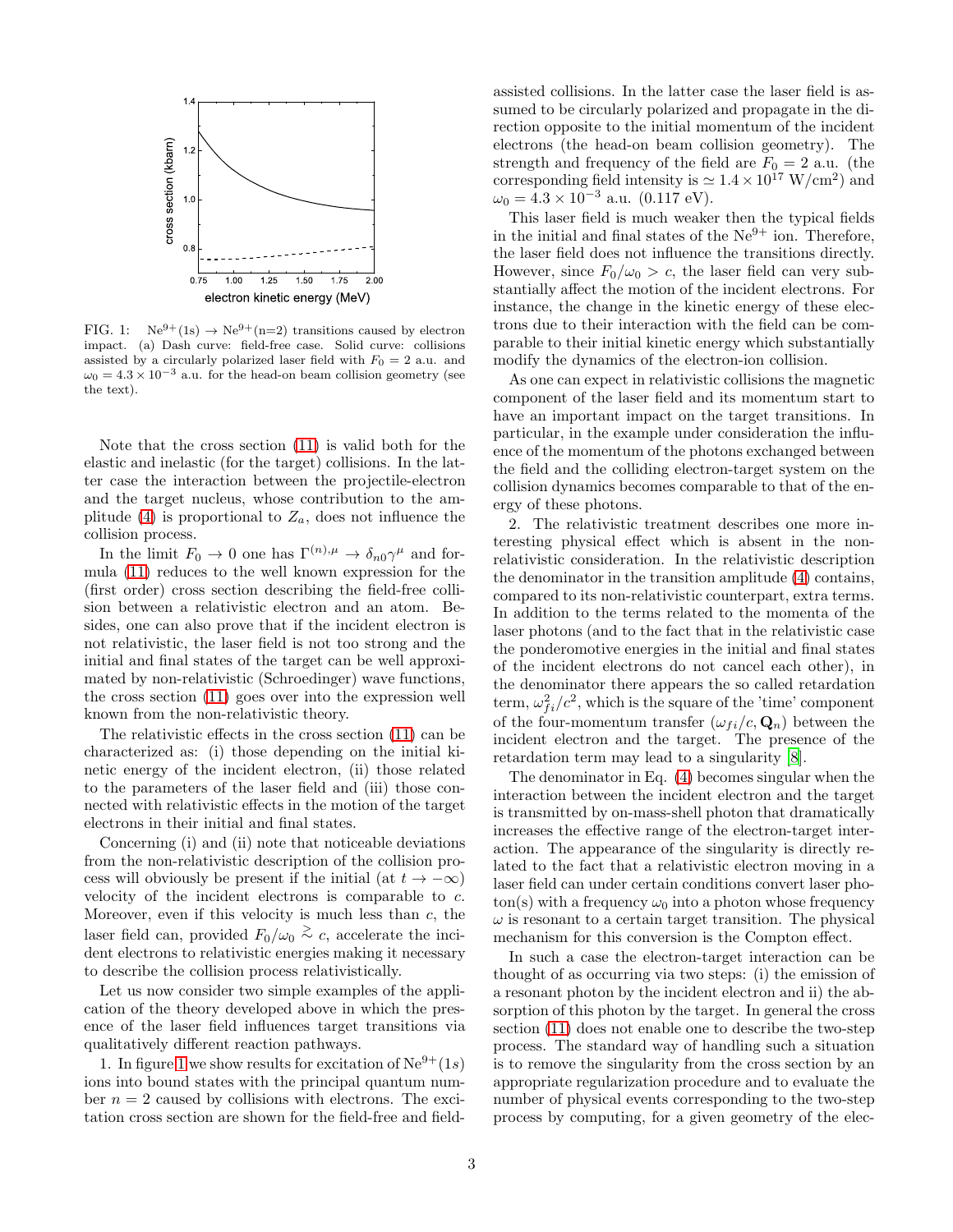FIG. 1: $Ne^{9+}(1s) \to Ne^{9+}(n{=}2)$ transitions caused by electron impact. (a) Dash curve: field-free case. Solid curve: collisions assisted by a circularly polarized laser field with $F_0 = 2$ a.u. and $\omega_0 = 4.3 \times 10^{-3}$ a.u. for the head-on beam collision geometry (see the text).

Note that the cross section (11) is valid both for the elastic and inelastic (for the target) collisions. In the latter case the interaction between the projectile-electron and the target nucleus, whose contribution to the amplitude (4) is proportional to $Z_a$, does not influence the collision process.

In the limit $F_0 \to 0$ one has $\Gamma^{(n),\mu} \to \delta_{n0}\gamma^\mu$ and formula (11) reduces to the well known expression for the (first order) cross section describing the field-free collision between a relativistic electron and an atom. Besides, one can also prove that if the incident electron is not relativistic, the laser field is not too strong and the initial and final states of the target can be well approximated by non-relativistic (Schroedinger) wave functions, the cross section (11) goes over into the expression well known from the non-relativistic theory.

The relativistic effects in the cross section (11) can be characterized as: (i) those depending on the initial kinetic energy of the incident electron, (ii) those related to the parameters of the laser field and (iii) those connected with relativistic effects in the motion of the target electrons in their initial and final states.

Concerning (i) and (ii) note that noticeable deviations from the non-relativistic description of the collision process will obviously be present if the initial (at $t \to -\infty$) velocity of the incident electrons is comparable to $c$. Moreover, even if this velocity is much less than $c$, the laser field can, provided $F_0/\omega_0 \gtrsim c$, accelerate the incident electrons to relativistic energies making it necessary to describe the collision process relativistically.

Let us now consider two simple examples of the application of the theory developed above in which the presence of the laser field influences target transitions via qualitatively different reaction pathways.

1. In figure 1 we show results for excitation of $Ne^{9+}(1s)$ ions into bound states with the principal quantum number $n = 2$ caused by collisions with electrons. The excitation cross section are shown for the field-free and field-assisted collisions. In the latter case the laser field is assumed to be circularly polarized and propagate in the direction opposite to the initial momentum of the incident electrons (the head-on beam collision geometry). The strength and frequency of the field are $F_0 = 2$ a.u. (the corresponding field intensity is $\simeq 1.4 \times 10^{17}$ W/cm$^2$) and $\omega_0 = 4.3 \times 10^{-3}$ a.u. (0.117 eV).

This laser field is much weaker then the typical fields in the initial and final states of the $Ne^{9+}$ ion. Therefore, the laser field does not influence the transitions directly. However, since $F_0/\omega_0 > c$, the laser field can very substantially affect the motion of the incident electrons. For instance, the change in the kinetic energy of these electrons due to their interaction with the field can be comparable to their initial kinetic energy which substantially modify the dynamics of the electron-ion collision.

As one can expect in relativistic collisions the magnetic component of the laser field and its momentum start to have an important impact on the target transitions. In particular, in the example under consideration the influence of the momentum of the photons exchanged between the field and the colliding electron-target system on the collision dynamics becomes comparable to that of the energy of these photons.

2. The relativistic treatment describes one more interesting physical effect which is absent in the nonrelativistic consideration. In the relativistic description the denominator in the transition amplitude (4) contains, compared to its non-relativistic counterpart, extra terms. In addition to the terms related to the momenta of the laser photons (and to the fact that in the relativistic case the ponderomotive energies in the initial and final states of the incident electrons do not cancel each other), in the denominator there appears the so called retardation term, $\omega_{fi}^2/c^2$, which is the square of the 'time' component of the four-momentum transfer $(\omega_{fi}/c, \mathbf{Q}_n)$ between the incident electron and the target. The presence of the retardation term may lead to a singularity [8].

The denominator in Eq. (4) becomes singular when the interaction between the incident electron and the target is transmitted by on-mass-shell photon that dramatically increases the effective range of the electron-target interaction. The appearance of the singularity is directly related to the fact that a relativistic electron moving in a laser field can under certain conditions convert laser photon(s) with a frequency $\omega_0$ into a photon whose frequency $\omega$ is resonant to a certain target transition. The physical mechanism for this conversion is the Compton effect.

In such a case the electron-target interaction can be thought of as occurring via two steps: (i) the emission of a resonant photon by the incident electron and ii) the absorption of this photon by the target. In general the cross section (11) does not enable one to describe the two-step process. The standard way of handling such a situation is to remove the singularity from the cross section by an appropriate regularization procedure and to evaluate the number of physical events corresponding to the two-step process by computing, for a given geometry of the elec-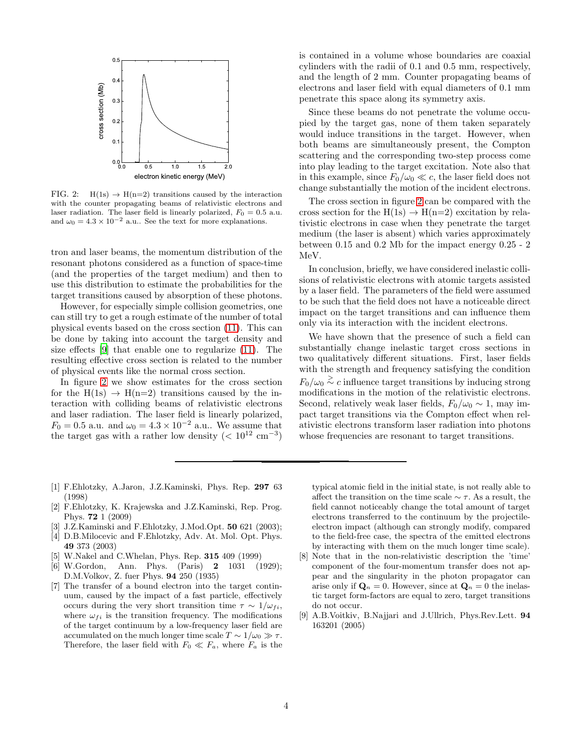0.5
0.4
0.3
0.2
0.1
0.0
0.0 0.5 1.0 1.5 2.0
cross section (Mb)
electron kinetic energy (MeV)

FIG. 2: H(1s) → H(n=2) transitions caused by the interaction with the counter propagating beams of relativistic electrons and laser radiation. The laser field is linearly polarized, $F_0 = 0.5$ a.u. and $\omega_0 = 4.3 \times 10^{-2}$ a.u.. See the text for more explanations.

tron and laser beams, the momentum distribution of the resonant photons considered as a function of space-time (and the properties of the target medium) and then to use this distribution to estimate the probabilities for the target transitions caused by absorption of these photons.

However, for especially simple collision geometries, one can still try to get a rough estimate of the number of total physical events based on the cross section (11). This can be done by taking into account the target density and size effects [9] that enable one to regularize (11). The resulting effective cross section is related to the number of physical events like the normal cross section.

In figure 2 we show estimates for the cross section for the H(1s) → H(n=2) transitions caused by the interaction with colliding beams of relativistic electrons and laser radiation. The laser field is linearly polarized, $F_0 = 0.5$ a.u. and $\omega_0 = 4.3 \times 10^{-2}$ a.u.. We assume that the target gas with a rather low density ($< 10^{12}$ cm$^{-3}$) is contained in a volume whose boundaries are coaxial cylinders with the radii of 0.1 and 0.5 mm, respectively, and the length of 2 mm. Counter propagating beams of electrons and laser field with equal diameters of 0.1 mm penetrate this space along its symmetry axis.

Since these beams do not penetrate the volume occupied by the target gas, none of them taken separately would induce transitions in the target. However, when both beams are simultaneously present, the Compton scattering and the corresponding two-step process come into play leading to the target excitation. Note also that in this example, since $F_0/\omega_0 \ll c$, the laser field does not change substantially the motion of the incident electrons.

The cross section in figure 2 can be compared with the cross section for the H(1s) → H(n=2) excitation by relativistic electrons in the case when they penetrate the target medium (the laser is absent) which varies approximately between 0.15 and 0.2 Mb for the impact energy 0.25 - 2 MeV.

In conclusion, briefly, we have considered inelastic collisions of relativistic electrons with atomic targets assisted by a laser field. The parameters of the field were assumed to be such that the field does not have a noticeable direct impact on the target transitions and can influence them only via its interaction with the incident electrons.

We have shown that the presence of such a field can substantially change inelastic target cross sections in two qualitatively different situations. First, laser fields with the strength and frequency satisfying the condition $F_0/\omega_0 \gtrsim c$ influence target transitions by inducing strong modifications in the motion of the relativistic electrons. Second, relatively weak laser fields, $F_0/\omega_0 \sim 1$, may impact target transitions via the Compton effect when relativistic electrons transform laser radiation into photons whose frequencies are resonant to target transitions.

---

[1] F.Ehlotzky, A.Jaron, J.Z.Kaminski, Phys. Rep. **297** 63 (1998)

[2] F.Ehlotzky, K. Krajewska and J.Z.Kaminski, Rep. Prog. Phys. **72** 1 (2009)

[3] J.Z.Kaminski and F.Ehlotzky, J.Mod.Opt. **50** 621 (2003);

[4] D.B.Milocevic and F.Ehlotzky, Adv. At. Mol. Opt. Phys. **49** 373 (2003)

[5] W.Nakel and C.Whelan, Phys. Rep. **315** 409 (1999)

[6] W.Gordon, Ann. Phys. (Paris) **2** 1031 (1929); D.M.Volkov, Z. fuer Phys. **94** 250 (1935)

[7] The transfer of a bound electron into the target continuum, caused by the impact of a fast particle, effectively occurs during the very short transition time $\tau \sim 1/\omega_{fi}$, where $\omega_{fi}$ is the transition frequency. The modifications of the target continuum by a low-frequency laser field are accumulated on the much longer time scale $T \sim 1/\omega_0 \gg \tau$. Therefore, the laser field with $F_0 \ll F_a$, where $F_a$ is the typical atomic field in the initial state, is not really able to affect the transition on the time scale $\sim \tau$. As a result, the field cannot noticeably change the total amount of target electrons transferred to the continuum by the projectile-electron impact (although can strongly modify, compared to the field-free case, the spectra of the emitted electrons by interacting with them on the much longer time scale).

[8] Note that in the non-relativistic description the 'time' component of the four-momentum transfer does not appear and the singularity in the photon propagator can arise only if $\mathbf{Q}_n = 0$. However, since at $\mathbf{Q}_n = 0$ the inelastic target form-factors are equal to zero, target transitions do not occur.

[9] A.B.Voitkiv, B.Najjari and J.Ullrich, Phys.Rev.Lett. **94** 163201 (2005)